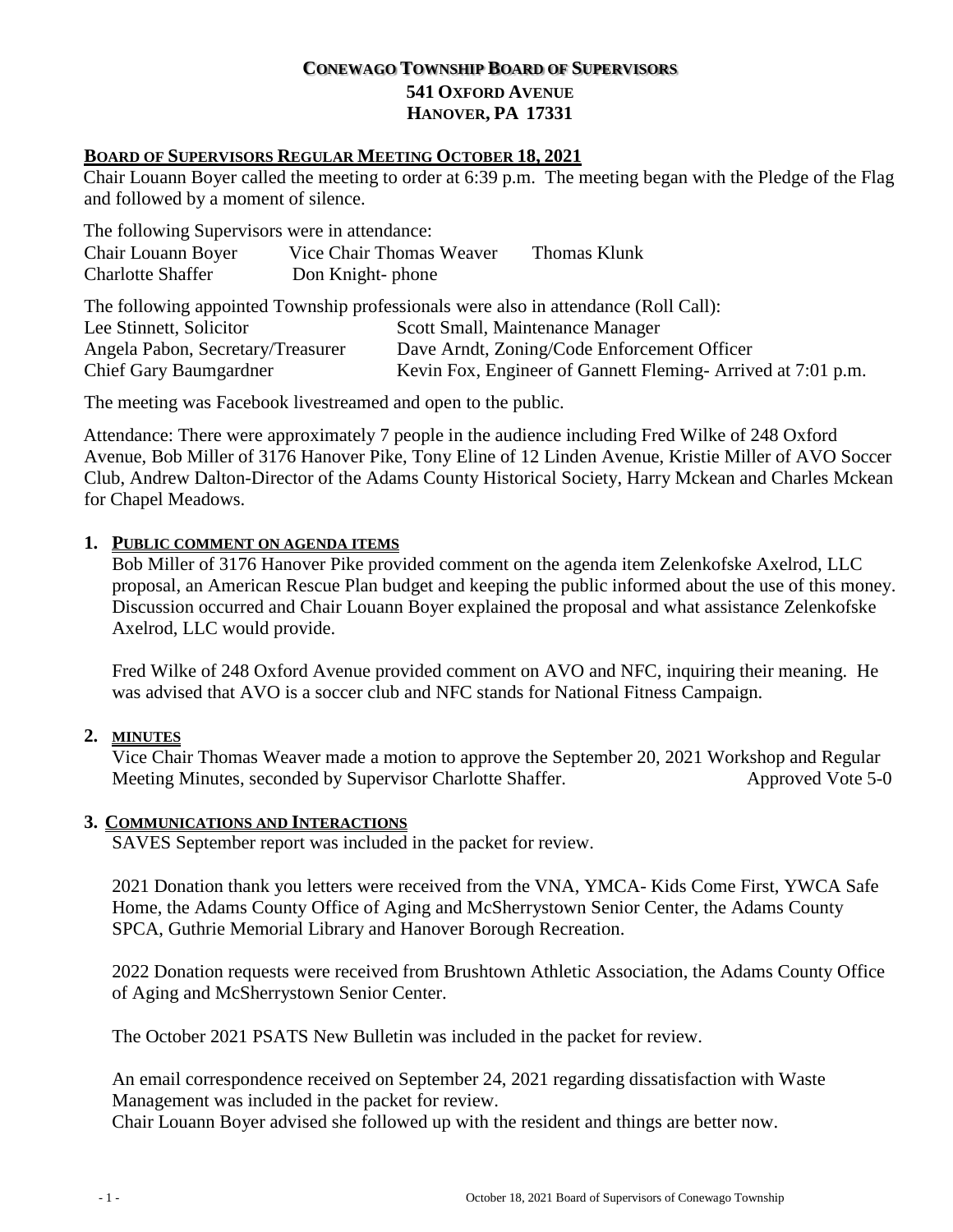# CONEWAGO TOWNSHIP BOARD OF SUPERVISORS
## 541 OXFORD AVENUE
## HANOVER, PA 17331

### BOARD OF SUPERVISORS REGULAR MEETING OCTOBER 18, 2021

Chair Louann Boyer called the meeting to order at 6:39 p.m. The meeting began with the Pledge of the Flag and followed by a moment of silence.

The following Supervisors were in attendance:

| | | |
|---|---|---|
| Chair Louann Boyer | Vice Chair Thomas Weaver | Thomas Klunk |
| Charlotte Shaffer | Don Knight- phone | |

The following appointed Township professionals were also in attendance (Roll Call):

| | |
|---|---|
| Lee Stinnett, Solicitor | Scott Small, Maintenance Manager |
| Angela Pabon, Secretary/Treasurer | Dave Arndt, Zoning/Code Enforcement Officer |
| Chief Gary Baumgardner | Kevin Fox, Engineer of Gannett Fleming- Arrived at 7:01 p.m. |

The meeting was Facebook livestreamed and open to the public.

Attendance: There were approximately 7 people in the audience including Fred Wilke of 248 Oxford Avenue, Bob Miller of 3176 Hanover Pike, Tony Eline of 12 Linden Avenue, Kristie Miller of AVO Soccer Club, Andrew Dalton-Director of the Adams County Historical Society, Harry Mckean and Charles Mckean for Chapel Meadows.

1. **PUBLIC COMMENT ON AGENDA ITEMS**

   Bob Miller of 3176 Hanover Pike provided comment on the agenda item Zelenkofske Axelrod, LLC proposal, an American Rescue Plan budget and keeping the public informed about the use of this money. Discussion occurred and Chair Louann Boyer explained the proposal and what assistance Zelenkofske Axelrod, LLC would provide.

   Fred Wilke of 248 Oxford Avenue provided comment on AVO and NFC, inquiring their meaning. He was advised that AVO is a soccer club and NFC stands for National Fitness Campaign.

2. **MINUTES**

   Vice Chair Thomas Weaver made a motion to approve the September 20, 2021 Workshop and Regular Meeting Minutes, seconded by Supervisor Charlotte Shaffer. Approved Vote 5-0

3. **COMMUNICATIONS AND INTERACTIONS**

   SAVES September report was included in the packet for review.

   2021 Donation thank you letters were received from the VNA, YMCA- Kids Come First, YWCA Safe Home, the Adams County Office of Aging and McSherrystown Senior Center, the Adams County SPCA, Guthrie Memorial Library and Hanover Borough Recreation.

   2022 Donation requests were received from Brushtown Athletic Association, the Adams County Office of Aging and McSherrystown Senior Center.

   The October 2021 PSATS New Bulletin was included in the packet for review.

   An email correspondence received on September 24, 2021 regarding dissatisfaction with Waste Management was included in the packet for review.
   Chair Louann Boyer advised she followed up with the resident and things are better now.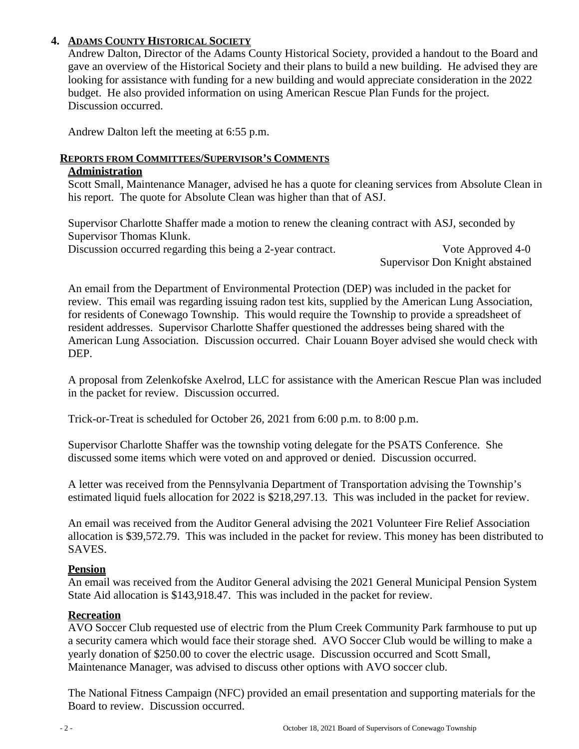## 4. ADAMS COUNTY HISTORICAL SOCIETY

Andrew Dalton, Director of the Adams County Historical Society, provided a handout to the Board and gave an overview of the Historical Society and their plans to build a new building. He advised they are looking for assistance with funding for a new building and would appreciate consideration in the 2022 budget. He also provided information on using American Rescue Plan Funds for the project. Discussion occurred.

Andrew Dalton left the meeting at 6:55 p.m.

## REPORTS FROM COMMITTEES/SUPERVISOR'S COMMENTS

### Administration

Scott Small, Maintenance Manager, advised he has a quote for cleaning services from Absolute Clean in his report. The quote for Absolute Clean was higher than that of ASJ.

Supervisor Charlotte Shaffer made a motion to renew the cleaning contract with ASJ, seconded by Supervisor Thomas Klunk.
Discussion occurred regarding this being a 2-year contract. Vote Approved 4-0
Supervisor Don Knight abstained

An email from the Department of Environmental Protection (DEP) was included in the packet for review. This email was regarding issuing radon test kits, supplied by the American Lung Association, for residents of Conewago Township. This would require the Township to provide a spreadsheet of resident addresses. Supervisor Charlotte Shaffer questioned the addresses being shared with the American Lung Association. Discussion occurred. Chair Louann Boyer advised she would check with DEP.

A proposal from Zelenkofske Axelrod, LLC for assistance with the American Rescue Plan was included in the packet for review. Discussion occurred.

Trick-or-Treat is scheduled for October 26, 2021 from 6:00 p.m. to 8:00 p.m.

Supervisor Charlotte Shaffer was the township voting delegate for the PSATS Conference. She discussed some items which were voted on and approved or denied. Discussion occurred.

A letter was received from the Pennsylvania Department of Transportation advising the Township's estimated liquid fuels allocation for 2022 is $218,297.13. This was included in the packet for review.

An email was received from the Auditor General advising the 2021 Volunteer Fire Relief Association allocation is $39,572.79. This was included in the packet for review. This money has been distributed to SAVES.

### Pension

An email was received from the Auditor General advising the 2021 General Municipal Pension System State Aid allocation is $143,918.47. This was included in the packet for review.

### Recreation

AVO Soccer Club requested use of electric from the Plum Creek Community Park farmhouse to put up a security camera which would face their storage shed. AVO Soccer Club would be willing to make a yearly donation of $250.00 to cover the electric usage. Discussion occurred and Scott Small, Maintenance Manager, was advised to discuss other options with AVO soccer club.

The National Fitness Campaign (NFC) provided an email presentation and supporting materials for the Board to review. Discussion occurred.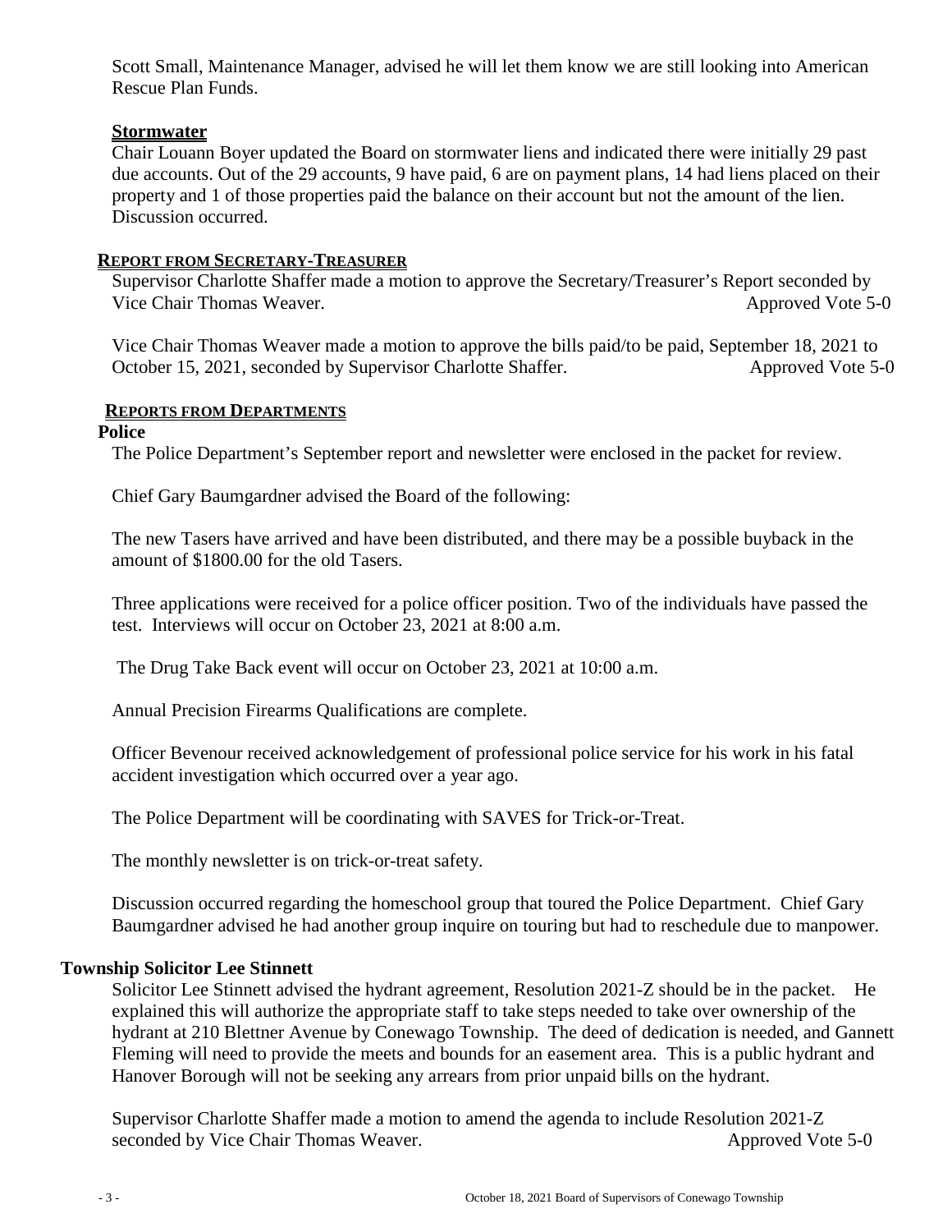Scott Small, Maintenance Manager, advised he will let them know we are still looking into American Rescue Plan Funds.

**Stormwater**

Chair Louann Boyer updated the Board on stormwater liens and indicated there were initially 29 past due accounts. Out of the 29 accounts, 9 have paid, 6 are on payment plans, 14 had liens placed on their property and 1 of those properties paid the balance on their account but not the amount of the lien. Discussion occurred.

## REPORT FROM SECRETARY-TREASURER

Supervisor Charlotte Shaffer made a motion to approve the Secretary/Treasurer's Report seconded by Vice Chair Thomas Weaver. Approved Vote 5-0

Vice Chair Thomas Weaver made a motion to approve the bills paid/to be paid, September 18, 2021 to October 15, 2021, seconded by Supervisor Charlotte Shaffer. Approved Vote 5-0

## REPORTS FROM DEPARTMENTS

**Police**

The Police Department's September report and newsletter were enclosed in the packet for review.

Chief Gary Baumgardner advised the Board of the following:

The new Tasers have arrived and have been distributed, and there may be a possible buyback in the amount of $1800.00 for the old Tasers.

Three applications were received for a police officer position. Two of the individuals have passed the test. Interviews will occur on October 23, 2021 at 8:00 a.m.

The Drug Take Back event will occur on October 23, 2021 at 10:00 a.m.

Annual Precision Firearms Qualifications are complete.

Officer Bevenour received acknowledgement of professional police service for his work in his fatal accident investigation which occurred over a year ago.

The Police Department will be coordinating with SAVES for Trick-or-Treat.

The monthly newsletter is on trick-or-treat safety.

Discussion occurred regarding the homeschool group that toured the Police Department. Chief Gary Baumgardner advised he had another group inquire on touring but had to reschedule due to manpower.

**Township Solicitor Lee Stinnett**

Solicitor Lee Stinnett advised the hydrant agreement, Resolution 2021-Z should be in the packet. He explained this will authorize the appropriate staff to take steps needed to take over ownership of the hydrant at 210 Blettner Avenue by Conewago Township. The deed of dedication is needed, and Gannett Fleming will need to provide the meets and bounds for an easement area. This is a public hydrant and Hanover Borough will not be seeking any arrears from prior unpaid bills on the hydrant.

Supervisor Charlotte Shaffer made a motion to amend the agenda to include Resolution 2021-Z seconded by Vice Chair Thomas Weaver. Approved Vote 5-0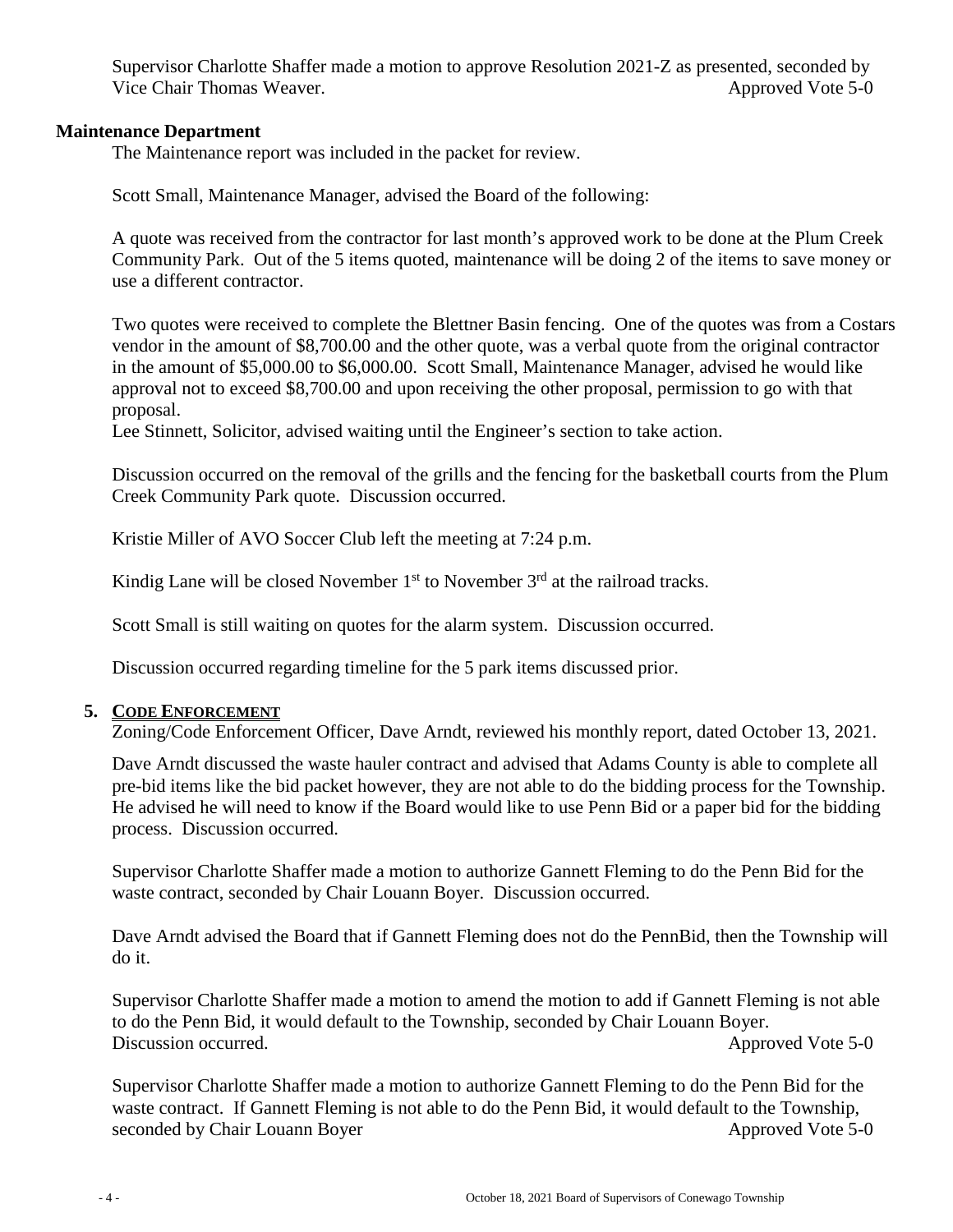Supervisor Charlotte Shaffer made a motion to approve Resolution 2021-Z as presented, seconded by Vice Chair Thomas Weaver. Approved Vote 5-0

**Maintenance Department**

The Maintenance report was included in the packet for review.

Scott Small, Maintenance Manager, advised the Board of the following:

A quote was received from the contractor for last month's approved work to be done at the Plum Creek Community Park. Out of the 5 items quoted, maintenance will be doing 2 of the items to save money or use a different contractor.

Two quotes were received to complete the Blettner Basin fencing. One of the quotes was from a Costars vendor in the amount of $8,700.00 and the other quote, was a verbal quote from the original contractor in the amount of $5,000.00 to $6,000.00. Scott Small, Maintenance Manager, advised he would like approval not to exceed $8,700.00 and upon receiving the other proposal, permission to go with that proposal.

Lee Stinnett, Solicitor, advised waiting until the Engineer's section to take action.

Discussion occurred on the removal of the grills and the fencing for the basketball courts from the Plum Creek Community Park quote. Discussion occurred.

Kristie Miller of AVO Soccer Club left the meeting at 7:24 p.m.

Kindig Lane will be closed November 1st to November 3rd at the railroad tracks.

Scott Small is still waiting on quotes for the alarm system. Discussion occurred.

Discussion occurred regarding timeline for the 5 park items discussed prior.

**5. CODE ENFORCEMENT**

Zoning/Code Enforcement Officer, Dave Arndt, reviewed his monthly report, dated October 13, 2021.

Dave Arndt discussed the waste hauler contract and advised that Adams County is able to complete all pre-bid items like the bid packet however, they are not able to do the bidding process for the Township. He advised he will need to know if the Board would like to use Penn Bid or a paper bid for the bidding process. Discussion occurred.

Supervisor Charlotte Shaffer made a motion to authorize Gannett Fleming to do the Penn Bid for the waste contract, seconded by Chair Louann Boyer. Discussion occurred.

Dave Arndt advised the Board that if Gannett Fleming does not do the PennBid, then the Township will do it.

Supervisor Charlotte Shaffer made a motion to amend the motion to add if Gannett Fleming is not able to do the Penn Bid, it would default to the Township, seconded by Chair Louann Boyer. Discussion occurred. Approved Vote 5-0

Supervisor Charlotte Shaffer made a motion to authorize Gannett Fleming to do the Penn Bid for the waste contract. If Gannett Fleming is not able to do the Penn Bid, it would default to the Township, seconded by Chair Louann Boyer Approved Vote 5-0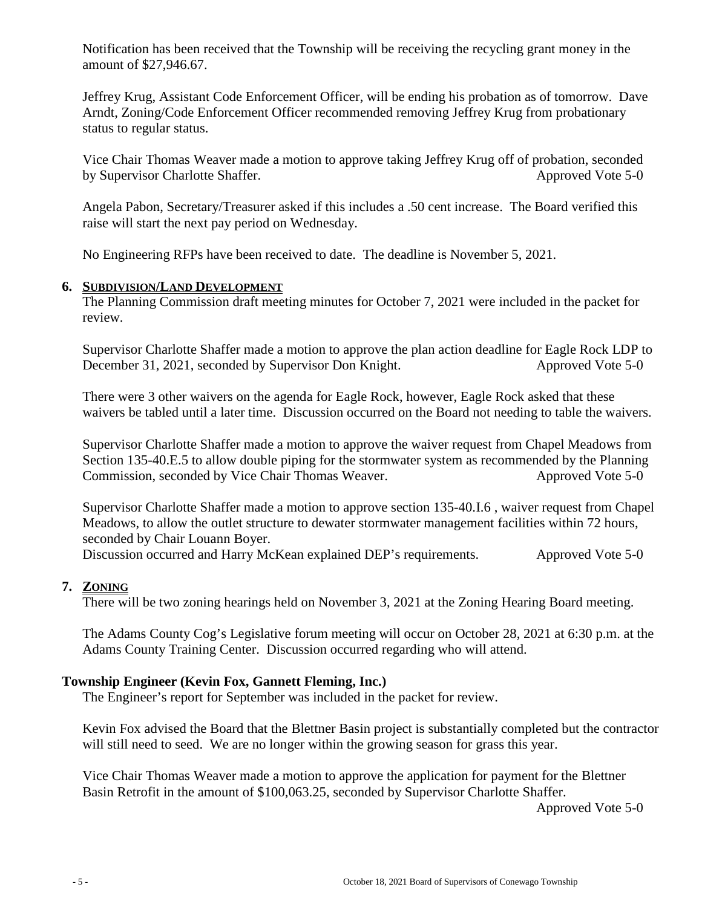Notification has been received that the Township will be receiving the recycling grant money in the amount of $27,946.67.

Jeffrey Krug, Assistant Code Enforcement Officer, will be ending his probation as of tomorrow. Dave Arndt, Zoning/Code Enforcement Officer recommended removing Jeffrey Krug from probationary status to regular status.

Vice Chair Thomas Weaver made a motion to approve taking Jeffrey Krug off of probation, seconded by Supervisor Charlotte Shaffer. Approved Vote 5-0

Angela Pabon, Secretary/Treasurer asked if this includes a .50 cent increase. The Board verified this raise will start the next pay period on Wednesday.

No Engineering RFPs have been received to date. The deadline is November 5, 2021.

## 6. SUBDIVISION/LAND DEVELOPMENT

The Planning Commission draft meeting minutes for October 7, 2021 were included in the packet for review.

Supervisor Charlotte Shaffer made a motion to approve the plan action deadline for Eagle Rock LDP to December 31, 2021, seconded by Supervisor Don Knight. Approved Vote 5-0

There were 3 other waivers on the agenda for Eagle Rock, however, Eagle Rock asked that these waivers be tabled until a later time. Discussion occurred on the Board not needing to table the waivers.

Supervisor Charlotte Shaffer made a motion to approve the waiver request from Chapel Meadows from Section 135-40.E.5 to allow double piping for the stormwater system as recommended by the Planning Commission, seconded by Vice Chair Thomas Weaver. Approved Vote 5-0

Supervisor Charlotte Shaffer made a motion to approve section 135-40.I.6 , waiver request from Chapel Meadows, to allow the outlet structure to dewater stormwater management facilities within 72 hours, seconded by Chair Louann Boyer.
Discussion occurred and Harry McKean explained DEP's requirements. Approved Vote 5-0

## 7. ZONING

There will be two zoning hearings held on November 3, 2021 at the Zoning Hearing Board meeting.

The Adams County Cog's Legislative forum meeting will occur on October 28, 2021 at 6:30 p.m. at the Adams County Training Center. Discussion occurred regarding who will attend.

### Township Engineer (Kevin Fox, Gannett Fleming, Inc.)

The Engineer's report for September was included in the packet for review.

Kevin Fox advised the Board that the Blettner Basin project is substantially completed but the contractor will still need to seed. We are no longer within the growing season for grass this year.

Vice Chair Thomas Weaver made a motion to approve the application for payment for the Blettner Basin Retrofit in the amount of $100,063.25, seconded by Supervisor Charlotte Shaffer.
Approved Vote 5-0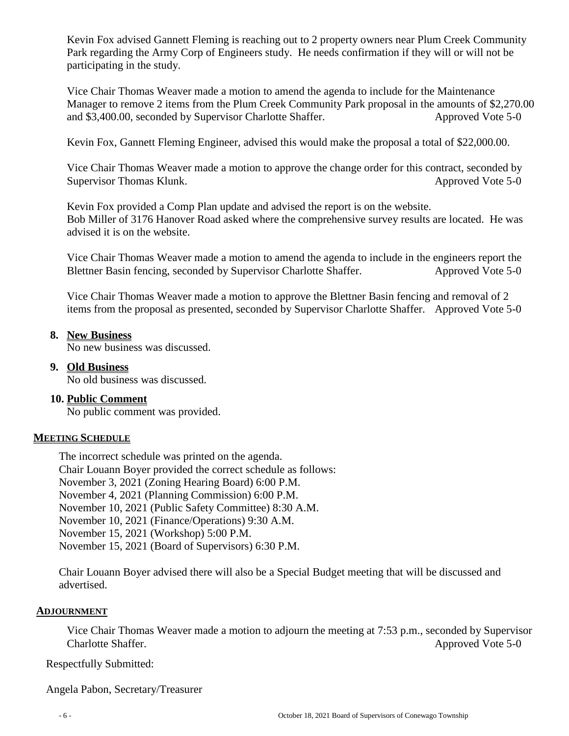Kevin Fox advised Gannett Fleming is reaching out to 2 property owners near Plum Creek Community Park regarding the Army Corp of Engineers study. He needs confirmation if they will or will not be participating in the study.

Vice Chair Thomas Weaver made a motion to amend the agenda to include for the Maintenance Manager to remove 2 items from the Plum Creek Community Park proposal in the amounts of $2,270.00 and $3,400.00, seconded by Supervisor Charlotte Shaffer. Approved Vote 5-0

Kevin Fox, Gannett Fleming Engineer, advised this would make the proposal a total of $22,000.00.

Vice Chair Thomas Weaver made a motion to approve the change order for this contract, seconded by Supervisor Thomas Klunk. Approved Vote 5-0

Kevin Fox provided a Comp Plan update and advised the report is on the website.
Bob Miller of 3176 Hanover Road asked where the comprehensive survey results are located. He was advised it is on the website.

Vice Chair Thomas Weaver made a motion to amend the agenda to include in the engineers report the Blettner Basin fencing, seconded by Supervisor Charlotte Shaffer. Approved Vote 5-0

Vice Chair Thomas Weaver made a motion to approve the Blettner Basin fencing and removal of 2 items from the proposal as presented, seconded by Supervisor Charlotte Shaffer. Approved Vote 5-0

**8. New Business**
No new business was discussed.

**9. Old Business**
No old business was discussed.

**10. Public Comment**
No public comment was provided.

## MEETING SCHEDULE

The incorrect schedule was printed on the agenda.
Chair Louann Boyer provided the correct schedule as follows:
November 3, 2021 (Zoning Hearing Board) 6:00 P.M.
November 4, 2021 (Planning Commission) 6:00 P.M.
November 10, 2021 (Public Safety Committee) 8:30 A.M.
November 10, 2021 (Finance/Operations) 9:30 A.M.
November 15, 2021 (Workshop) 5:00 P.M.
November 15, 2021 (Board of Supervisors) 6:30 P.M.

Chair Louann Boyer advised there will also be a Special Budget meeting that will be discussed and advertised.

## ADJOURNMENT

Vice Chair Thomas Weaver made a motion to adjourn the meeting at 7:53 p.m., seconded by Supervisor Charlotte Shaffer. Approved Vote 5-0

Respectfully Submitted:

Angela Pabon, Secretary/Treasurer